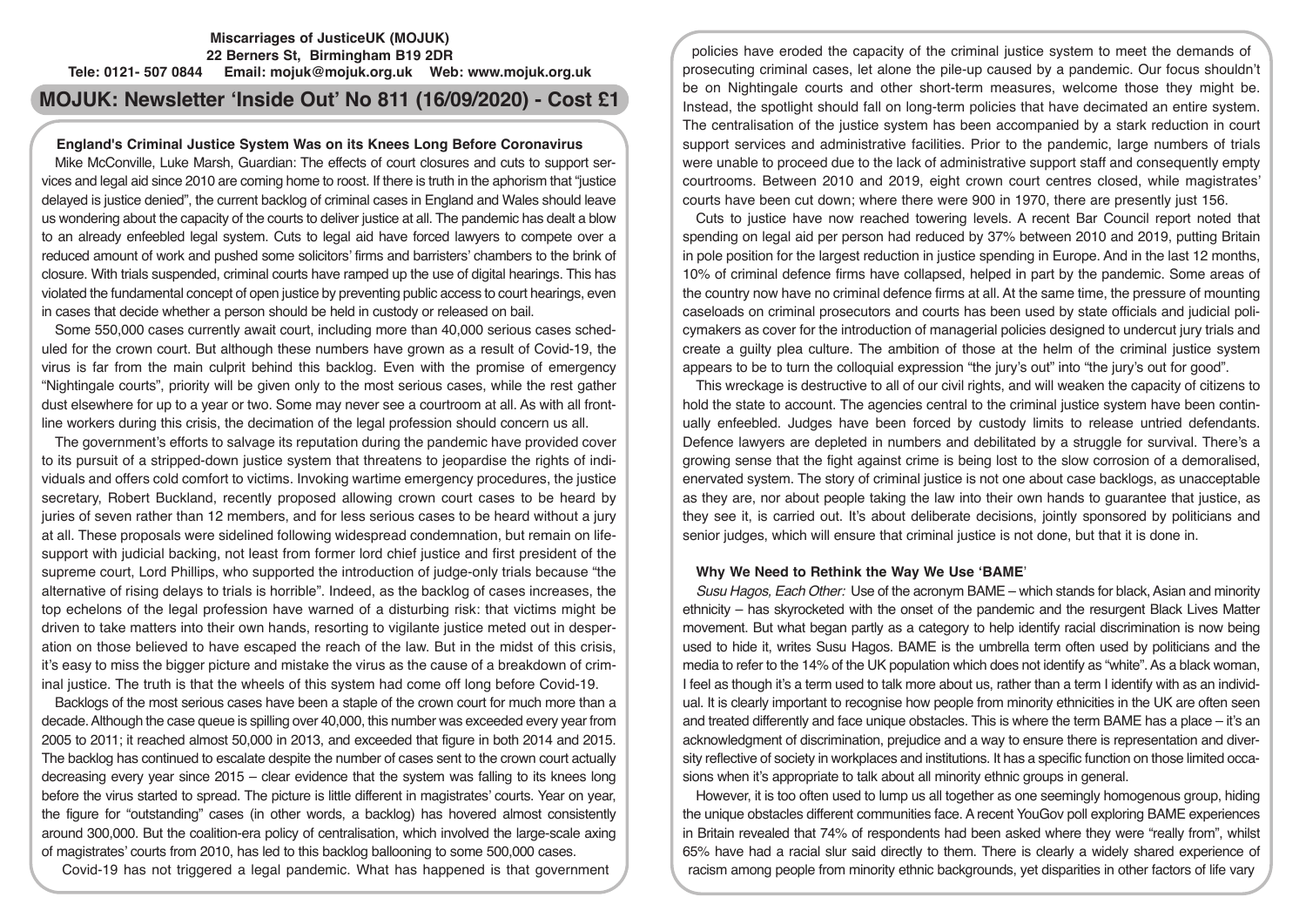**Miscarriages of JusticeUK (MOJUK)**
**22 Berners St, Birmingham B19 2DR**
**Tele: 0121- 507 0844 Email: mojuk@mojuk.org.uk Web: www.mojuk.org.uk**

# MOJUK: Newsletter 'Inside Out' No 811 (16/09/2020) - Cost £1

## England's Criminal Justice System Was on its Knees Long Before Coronavirus

Mike McConville, Luke Marsh, Guardian: The effects of court closures and cuts to support services and legal aid since 2010 are coming home to roost. If there is truth in the aphorism that "justice delayed is justice denied", the current backlog of criminal cases in England and Wales should leave us wondering about the capacity of the courts to deliver justice at all. The pandemic has dealt a blow to an already enfeebled legal system. Cuts to legal aid have forced lawyers to compete over a reduced amount of work and pushed some solicitors' firms and barristers' chambers to the brink of closure. With trials suspended, criminal courts have ramped up the use of digital hearings. This has violated the fundamental concept of open justice by preventing public access to court hearings, even in cases that decide whether a person should be held in custody or released on bail.

Some 550,000 cases currently await court, including more than 40,000 serious cases scheduled for the crown court. But although these numbers have grown as a result of Covid-19, the virus is far from the main culprit behind this backlog. Even with the promise of emergency "Nightingale courts", priority will be given only to the most serious cases, while the rest gather dust elsewhere for up to a year or two. Some may never see a courtroom at all. As with all frontline workers during this crisis, the decimation of the legal profession should concern us all.

The government's efforts to salvage its reputation during the pandemic have provided cover to its pursuit of a stripped-down justice system that threatens to jeopardise the rights of individuals and offers cold comfort to victims. Invoking wartime emergency procedures, the justice secretary, Robert Buckland, recently proposed allowing crown court cases to be heard by juries of seven rather than 12 members, and for less serious cases to be heard without a jury at all. These proposals were sidelined following widespread condemnation, but remain on life-support with judicial backing, not least from former lord chief justice and first president of the supreme court, Lord Phillips, who supported the introduction of judge-only trials because "the alternative of rising delays to trials is horrible". Indeed, as the backlog of cases increases, the top echelons of the legal profession have warned of a disturbing risk: that victims might be driven to take matters into their own hands, resorting to vigilante justice meted out in desperation on those believed to have escaped the reach of the law. But in the midst of this crisis, it's easy to miss the bigger picture and mistake the virus as the cause of a breakdown of criminal justice. The truth is that the wheels of this system had come off long before Covid-19.

Backlogs of the most serious cases have been a staple of the crown court for much more than a decade. Although the case queue is spilling over 40,000, this number was exceeded every year from 2005 to 2011; it reached almost 50,000 in 2013, and exceeded that figure in both 2014 and 2015. The backlog has continued to escalate despite the number of cases sent to the crown court actually decreasing every year since 2015 – clear evidence that the system was falling to its knees long before the virus started to spread. The picture is little different in magistrates' courts. Year on year, the figure for "outstanding" cases (in other words, a backlog) has hovered almost consistently around 300,000. But the coalition-era policy of centralisation, which involved the large-scale axing of magistrates' courts from 2010, has led to this backlog ballooning to some 500,000 cases.

Covid-19 has not triggered a legal pandemic. What has happened is that government policies have eroded the capacity of the criminal justice system to meet the demands of prosecuting criminal cases, let alone the pile-up caused by a pandemic. Our focus shouldn't be on Nightingale courts and other short-term measures, welcome those they might be. Instead, the spotlight should fall on long-term policies that have decimated an entire system. The centralisation of the justice system has been accompanied by a stark reduction in court support services and administrative facilities. Prior to the pandemic, large numbers of trials were unable to proceed due to the lack of administrative support staff and consequently empty courtrooms. Between 2010 and 2019, eight crown court centres closed, while magistrates' courts have been cut down; where there were 900 in 1970, there are presently just 156.

Cuts to justice have now reached towering levels. A recent Bar Council report noted that spending on legal aid per person had reduced by 37% between 2010 and 2019, putting Britain in pole position for the largest reduction in justice spending in Europe. And in the last 12 months, 10% of criminal defence firms have collapsed, helped in part by the pandemic. Some areas of the country now have no criminal defence firms at all. At the same time, the pressure of mounting caseloads on criminal prosecutors and courts has been used by state officials and judicial policymakers as cover for the introduction of managerial policies designed to undercut jury trials and create a guilty plea culture. The ambition of those at the helm of the criminal justice system appears to be to turn the colloquial expression "the jury's out" into "the jury's out for good".

This wreckage is destructive to all of our civil rights, and will weaken the capacity of citizens to hold the state to account. The agencies central to the criminal justice system have been continually enfeebled. Judges have been forced by custody limits to release untried defendants. Defence lawyers are depleted in numbers and debilitated by a struggle for survival. There's a growing sense that the fight against crime is being lost to the slow corrosion of a demoralised, enervated system. The story of criminal justice is not one about case backlogs, as unacceptable as they are, nor about people taking the law into their own hands to guarantee that justice, as they see it, is carried out. It's about deliberate decisions, jointly sponsored by politicians and senior judges, which will ensure that criminal justice is not done, but that it is done in.

## Why We Need to Rethink the Way We Use 'BAME'

*Susu Hagos, Each Other:* Use of the acronym BAME – which stands for black, Asian and minority ethnicity – has skyrocketed with the onset of the pandemic and the resurgent Black Lives Matter movement. But what began partly as a category to help identify racial discrimination is now being used to hide it, writes Susu Hagos. BAME is the umbrella term often used by politicians and the media to refer to the 14% of the UK population which does not identify as "white". As a black woman, I feel as though it's a term used to talk more about us, rather than a term I identify with as an individual. It is clearly important to recognise how people from minority ethnicities in the UK are often seen and treated differently and face unique obstacles. This is where the term BAME has a place – it's an acknowledgment of discrimination, prejudice and a way to ensure there is representation and diversity reflective of society in workplaces and institutions. It has a specific function on those limited occasions when it's appropriate to talk about all minority ethnic groups in general.

However, it is too often used to lump us all together as one seemingly homogenous group, hiding the unique obstacles different communities face. A recent YouGov poll exploring BAME experiences in Britain revealed that 74% of respondents had been asked where they were "really from", whilst 65% have had a racial slur said directly to them. There is clearly a widely shared experience of racism among people from minority ethnic backgrounds, yet disparities in other factors of life vary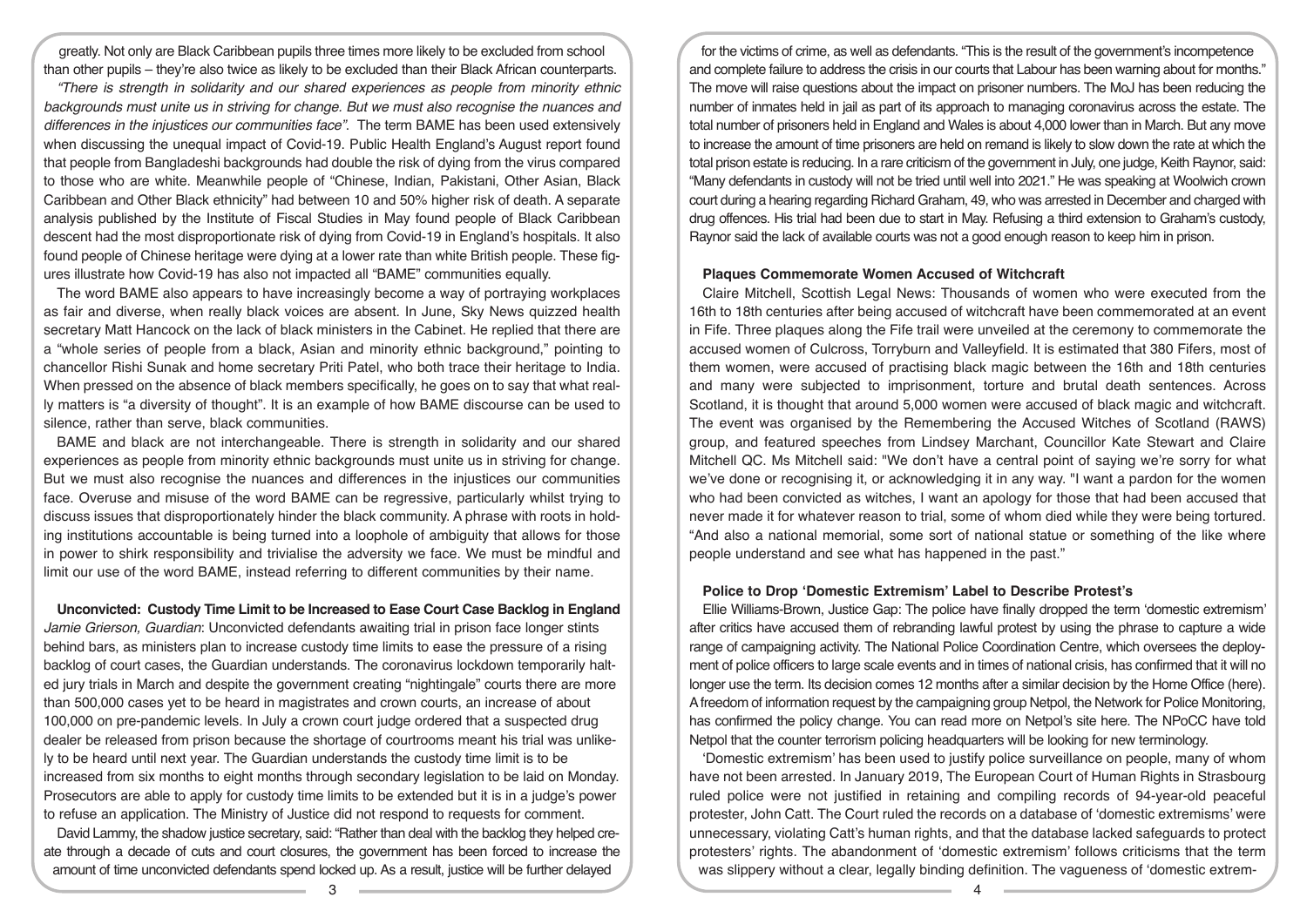greatly. Not only are Black Caribbean pupils three times more likely to be excluded from school than other pupils – they're also twice as likely to be excluded than their Black African counterparts.

*"There is strength in solidarity and our shared experiences as people from minority ethnic backgrounds must unite us in striving for change. But we must also recognise the nuances and differences in the injustices our communities face".* The term BAME has been used extensively when discussing the unequal impact of Covid-19. Public Health England's August report found that people from Bangladeshi backgrounds had double the risk of dying from the virus compared to those who are white. Meanwhile people of "Chinese, Indian, Pakistani, Other Asian, Black Caribbean and Other Black ethnicity" had between 10 and 50% higher risk of death. A separate analysis published by the Institute of Fiscal Studies in May found people of Black Caribbean descent had the most disproportionate risk of dying from Covid-19 in England's hospitals. It also found people of Chinese heritage were dying at a lower rate than white British people. These figures illustrate how Covid-19 has also not impacted all "BAME" communities equally.

The word BAME also appears to have increasingly become a way of portraying workplaces as fair and diverse, when really black voices are absent. In June, Sky News quizzed health secretary Matt Hancock on the lack of black ministers in the Cabinet. He replied that there are a "whole series of people from a black, Asian and minority ethnic background," pointing to chancellor Rishi Sunak and home secretary Priti Patel, who both trace their heritage to India. When pressed on the absence of black members specifically, he goes on to say that what really matters is "a diversity of thought". It is an example of how BAME discourse can be used to silence, rather than serve, black communities.

BAME and black are not interchangeable. There is strength in solidarity and our shared experiences as people from minority ethnic backgrounds must unite us in striving for change. But we must also recognise the nuances and differences in the injustices our communities face. Overuse and misuse of the word BAME can be regressive, particularly whilst trying to discuss issues that disproportionately hinder the black community. A phrase with roots in holding institutions accountable is being turned into a loophole of ambiguity that allows for those in power to shirk responsibility and trivialise the adversity we face. We must be mindful and limit our use of the word BAME, instead referring to different communities by their name.

### Unconvicted: Custody Time Limit to be Increased to Ease Court Case Backlog in England

*Jamie Grierson, Guardian*: Unconvicted defendants awaiting trial in prison face longer stints behind bars, as ministers plan to increase custody time limits to ease the pressure of a rising backlog of court cases, the Guardian understands. The coronavirus lockdown temporarily halted jury trials in March and despite the government creating "nightingale" courts there are more than 500,000 cases yet to be heard in magistrates and crown courts, an increase of about 100,000 on pre-pandemic levels. In July a crown court judge ordered that a suspected drug dealer be released from prison because the shortage of courtrooms meant his trial was unlikely to be heard until next year. The Guardian understands the custody time limit is to be increased from six months to eight months through secondary legislation to be laid on Monday. Prosecutors are able to apply for custody time limits to be extended but it is in a judge's power to refuse an application. The Ministry of Justice did not respond to requests for comment.

David Lammy, the shadow justice secretary, said: "Rather than deal with the backlog they helped create through a decade of cuts and court closures, the government has been forced to increase the amount of time unconvicted defendants spend locked up. As a result, justice will be further delayed for the victims of crime, as well as defendants. "This is the result of the government's incompetence and complete failure to address the crisis in our courts that Labour has been warning about for months." The move will raise questions about the impact on prisoner numbers. The MoJ has been reducing the number of inmates held in jail as part of its approach to managing coronavirus across the estate. The total number of prisoners held in England and Wales is about 4,000 lower than in March. But any move to increase the amount of time prisoners are held on remand is likely to slow down the rate at which the total prison estate is reducing. In a rare criticism of the government in July, one judge, Keith Raynor, said: "Many defendants in custody will not be tried until well into 2021." He was speaking at Woolwich crown court during a hearing regarding Richard Graham, 49, who was arrested in December and charged with drug offences. His trial had been due to start in May. Refusing a third extension to Graham's custody, Raynor said the lack of available courts was not a good enough reason to keep him in prison.

### Plaques Commemorate Women Accused of Witchcraft

Claire Mitchell, Scottish Legal News: Thousands of women who were executed from the 16th to 18th centuries after being accused of witchcraft have been commemorated at an event in Fife. Three plaques along the Fife trail were unveiled at the ceremony to commemorate the accused women of Culcross, Torryburn and Valleyfield. It is estimated that 380 Fifers, most of them women, were accused of practising black magic between the 16th and 18th centuries and many were subjected to imprisonment, torture and brutal death sentences. Across Scotland, it is thought that around 5,000 women were accused of black magic and witchcraft. The event was organised by the Remembering the Accused Witches of Scotland (RAWS) group, and featured speeches from Lindsey Marchant, Councillor Kate Stewart and Claire Mitchell QC. Ms Mitchell said: "We don't have a central point of saying we're sorry for what we've done or recognising it, or acknowledging it in any way. "I want a pardon for the women who had been convicted as witches, I want an apology for those that had been accused that never made it for whatever reason to trial, some of whom died while they were being tortured. "And also a national memorial, some sort of national statue or something of the like where people understand and see what has happened in the past."

### Police to Drop 'Domestic Extremism' Label to Describe Protest's

Ellie Williams-Brown, Justice Gap: The police have finally dropped the term 'domestic extremism' after critics have accused them of rebranding lawful protest by using the phrase to capture a wide range of campaigning activity. The National Police Coordination Centre, which oversees the deployment of police officers to large scale events and in times of national crisis, has confirmed that it will no longer use the term. Its decision comes 12 months after a similar decision by the Home Office (here). A freedom of information request by the campaigning group Netpol, the Network for Police Monitoring, has confirmed the policy change. You can read more on Netpol's site here. The NPoCC have told Netpol that the counter terrorism policing headquarters will be looking for new terminology.

'Domestic extremism' has been used to justify police surveillance on people, many of whom have not been arrested. In January 2019, The European Court of Human Rights in Strasbourg ruled police were not justified in retaining and compiling records of 94-year-old peaceful protester, John Catt. The Court ruled the records on a database of 'domestic extremisms' were unnecessary, violating Catt's human rights, and that the database lacked safeguards to protect protesters' rights. The abandonment of 'domestic extremism' follows criticisms that the term was slippery without a clear, legally binding definition. The vagueness of 'domestic extrem-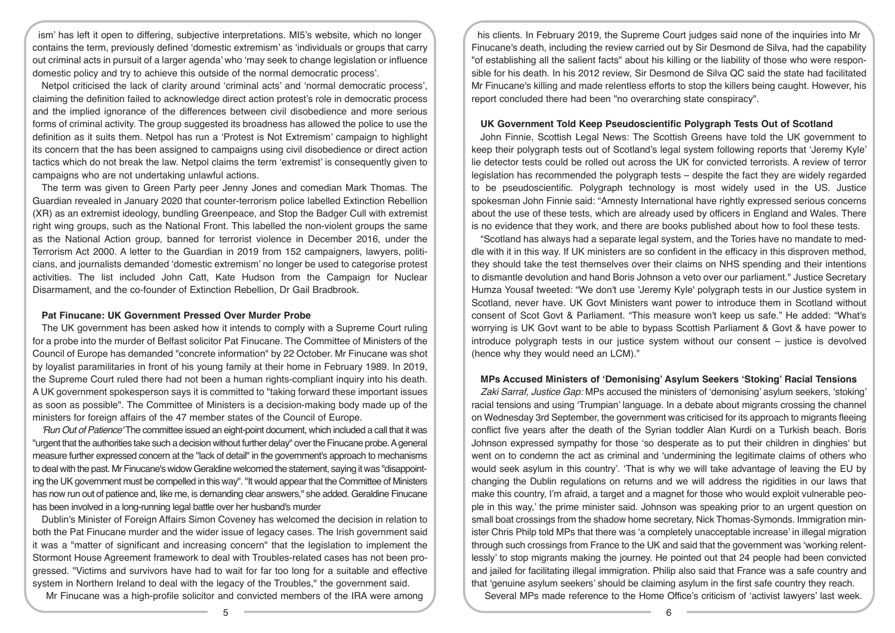ism' has left it open to differing, subjective interpretations. MI5's website, which no longer contains the term, previously defined 'domestic extremism' as 'individuals or groups that carry out criminal acts in pursuit of a larger agenda' who 'may seek to change legislation or influence domestic policy and try to achieve this outside of the normal democratic process'.

Netpol criticised the lack of clarity around 'criminal acts' and 'normal democratic process', claiming the definition failed to acknowledge direct action protest's role in democratic process and the implied ignorance of the differences between civil disobedience and more serious forms of criminal activity. The group suggested its broadness has allowed the police to use the definition as it suits them. Netpol has run a 'Protest is Not Extremism' campaign to highlight its concern that the has been assigned to campaigns using civil disobedience or direct action tactics which do not break the law. Netpol claims the term 'extremist' is consequently given to campaigns who are not undertaking unlawful actions.

The term was given to Green Party peer Jenny Jones and comedian Mark Thomas. The Guardian revealed in January 2020 that counter-terrorism police labelled Extinction Rebellion (XR) as an extremist ideology, bundling Greenpeace, and Stop the Badger Cull with extremist right wing groups, such as the National Front. This labelled the non-violent groups the same as the National Action group, banned for terrorist violence in December 2016, under the Terrorism Act 2000. A letter to the Guardian in 2019 from 152 campaigners, lawyers, politicians, and journalists demanded 'domestic extremism' no longer be used to categorise protest activities. The list included John Catt, Kate Hudson from the Campaign for Nuclear Disarmament, and the co-founder of Extinction Rebellion, Dr Gail Bradbrook.

**Pat Finucane: UK Government Pressed Over Murder Probe**

The UK government has been asked how it intends to comply with a Supreme Court ruling for a probe into the murder of Belfast solicitor Pat Finucane. The Committee of Ministers of the Council of Europe has demanded "concrete information" by 22 October. Mr Finucane was shot by loyalist paramilitaries in front of his young family at their home in February 1989. In 2019, the Supreme Court ruled there had not been a human rights-compliant inquiry into his death. A UK government spokesperson says it is committed to "taking forward these important issues as soon as possible". The Committee of Ministers is a decision-making body made up of the ministers for foreign affairs of the 47 member states of the Council of Europe.

*'Run Out of Patience'* The committee issued an eight-point document, which included a call that it was "urgent that the authorities take such a decision without further delay" over the Finucane probe. A general measure further expressed concern at the "lack of detail" in the government's approach to mechanisms to deal with the past. Mr Finucane's widow Geraldine welcomed the statement, saying it was "disappointing the UK government must be compelled in this way". "It would appear that the Committee of Ministers has now run out of patience and, like me, is demanding clear answers," she added. Geraldine Finucane has been involved in a long-running legal battle over her husband's murder

Dublin's Minister of Foreign Affairs Simon Coveney has welcomed the decision in relation to both the Pat Finucane murder and the wider issue of legacy cases. The Irish government said it was a "matter of significant and increasing concern" that the legislation to implement the Stormont House Agreement framework to deal with Troubles-related cases has not been progressed. "Victims and survivors have had to wait for far too long for a suitable and effective system in Northern Ireland to deal with the legacy of the Troubles," the government said.

Mr Finucane was a high-profile solicitor and convicted members of the IRA were among his clients. In February 2019, the Supreme Court judges said none of the inquiries into Mr Finucane's death, including the review carried out by Sir Desmond de Silva, had the capability "of establishing all the salient facts" about his killing or the liability of those who were responsible for his death. In his 2012 review, Sir Desmond de Silva QC said the state had facilitated Mr Finucane's killing and made relentless efforts to stop the killers being caught. However, his report concluded there had been "no overarching state conspiracy".

**UK Government Told Keep Pseudoscientific Polygraph Tests Out of Scotland**

John Finnie, Scottish Legal News: The Scottish Greens have told the UK government to keep their polygraph tests out of Scotland's legal system following reports that 'Jeremy Kyle' lie detector tests could be rolled out across the UK for convicted terrorists. A review of terror legislation has recommended the polygraph tests – despite the fact they are widely regarded to be pseudoscientific. Polygraph technology is most widely used in the US. Justice spokesman John Finnie said: "Amnesty International have rightly expressed serious concerns about the use of these tests, which are already used by officers in England and Wales. There is no evidence that they work, and there are books published about how to fool these tests.

"Scotland has always had a separate legal system, and the Tories have no mandate to meddle with it in this way. If UK ministers are so confident in the efficacy in this disproven method, they should take the test themselves over their claims on NHS spending and their intentions to dismantle devolution and hand Boris Johnson a veto over our parliament." Justice Secretary Humza Yousaf tweeted: "We don't use 'Jeremy Kyle' polygraph tests in our Justice system in Scotland, never have. UK Govt Ministers want power to introduce them in Scotland without consent of Scot Govt & Parliament. "This measure won't keep us safe." He added: "What's worrying is UK Govt want to be able to bypass Scottish Parliament & Govt & have power to introduce polygraph tests in our justice system without our consent – justice is devolved (hence why they would need an LCM)."

**MPs Accused Ministers of 'Demonising' Asylum Seekers 'Stoking' Racial Tensions**

*Zaki Sarraf, Justice Gap:* MPs accused the ministers of 'demonising' asylum seekers, 'stoking' racial tensions and using 'Trumpian' language. In a debate about migrants crossing the channel on Wednesday 3rd September, the government was criticised for its approach to migrants fleeing conflict five years after the death of the Syrian toddler Alan Kurdi on a Turkish beach. Boris Johnson expressed sympathy for those 'so desperate as to put their children in dinghies' but went on to condemn the act as criminal and 'undermining the legitimate claims of others who would seek asylum in this country'. 'That is why we will take advantage of leaving the EU by changing the Dublin regulations on returns and we will address the rigidities in our laws that make this country, I'm afraid, a target and a magnet for those who would exploit vulnerable people in this way,' the prime minister said. Johnson was speaking prior to an urgent question on small boat crossings from the shadow home secretary, Nick Thomas-Symonds. Immigration minister Chris Philp told MPs that there was 'a completely unacceptable increase' in illegal migration through such crossings from France to the UK and said that the government was 'working relentlessly' to stop migrants making the journey. He pointed out that 24 people had been convicted and jailed for facilitating illegal immigration. Philip also said that France was a safe country and that 'genuine asylum seekers' should be claiming asylum in the first safe country they reach.

Several MPs made reference to the Home Office's criticism of 'activist lawyers' last week.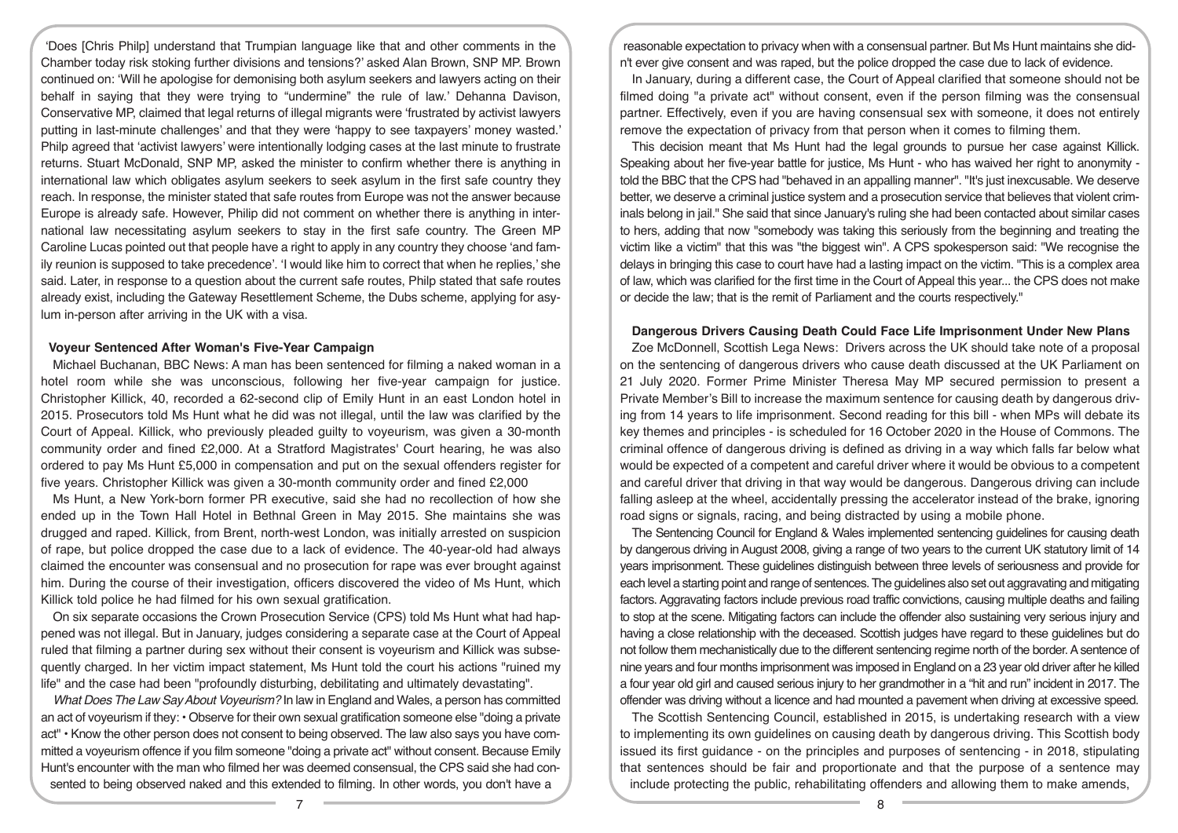'Does [Chris Philp] understand that Trumpian language like that and other comments in the Chamber today risk stoking further divisions and tensions?' asked Alan Brown, SNP MP. Brown continued on: 'Will he apologise for demonising both asylum seekers and lawyers acting on their behalf in saying that they were trying to "undermine" the rule of law.' Dehanna Davison, Conservative MP, claimed that legal returns of illegal migrants were 'frustrated by activist lawyers putting in last-minute challenges' and that they were 'happy to see taxpayers' money wasted.' Philp agreed that 'activist lawyers' were intentionally lodging cases at the last minute to frustrate returns. Stuart McDonald, SNP MP, asked the minister to confirm whether there is anything in international law which obligates asylum seekers to seek asylum in the first safe country they reach. In response, the minister stated that safe routes from Europe was not the answer because Europe is already safe. However, Philip did not comment on whether there is anything in international law necessitating asylum seekers to stay in the first safe country. The Green MP Caroline Lucas pointed out that people have a right to apply in any country they choose 'and family reunion is supposed to take precedence'. 'I would like him to correct that when he replies,' she said. Later, in response to a question about the current safe routes, Philp stated that safe routes already exist, including the Gateway Resettlement Scheme, the Dubs scheme, applying for asylum in-person after arriving in the UK with a visa.

## Voyeur Sentenced After Woman's Five-Year Campaign

Michael Buchanan, BBC News: A man has been sentenced for filming a naked woman in a hotel room while she was unconscious, following her five-year campaign for justice. Christopher Killick, 40, recorded a 62-second clip of Emily Hunt in an east London hotel in 2015. Prosecutors told Ms Hunt what he did was not illegal, until the law was clarified by the Court of Appeal. Killick, who previously pleaded guilty to voyeurism, was given a 30-month community order and fined £2,000. At a Stratford Magistrates' Court hearing, he was also ordered to pay Ms Hunt £5,000 in compensation and put on the sexual offenders register for five years. Christopher Killick was given a 30-month community order and fined £2,000

Ms Hunt, a New York-born former PR executive, said she had no recollection of how she ended up in the Town Hall Hotel in Bethnal Green in May 2015. She maintains she was drugged and raped. Killick, from Brent, north-west London, was initially arrested on suspicion of rape, but police dropped the case due to a lack of evidence. The 40-year-old had always claimed the encounter was consensual and no prosecution for rape was ever brought against him. During the course of their investigation, officers discovered the video of Ms Hunt, which Killick told police he had filmed for his own sexual gratification.

On six separate occasions the Crown Prosecution Service (CPS) told Ms Hunt what had happened was not illegal. But in January, judges considering a separate case at the Court of Appeal ruled that filming a partner during sex without their consent is voyeurism and Killick was subsequently charged. In her victim impact statement, Ms Hunt told the court his actions "ruined my life" and the case had been "profoundly disturbing, debilitating and ultimately devastating".

*What Does The Law Say About Voyeurism?* In law in England and Wales, a person has committed an act of voyeurism if they: • Observe for their own sexual gratification someone else "doing a private act" • Know the other person does not consent to being observed. The law also says you have committed a voyeurism offence if you film someone "doing a private act" without consent. Because Emily Hunt's encounter with the man who filmed her was deemed consensual, the CPS said she had consented to being observed naked and this extended to filming. In other words, you don't have a reasonable expectation to privacy when with a consensual partner. But Ms Hunt maintains she didn't ever give consent and was raped, but the police dropped the case due to lack of evidence.

In January, during a different case, the Court of Appeal clarified that someone should not be filmed doing "a private act" without consent, even if the person filming was the consensual partner. Effectively, even if you are having consensual sex with someone, it does not entirely remove the expectation of privacy from that person when it comes to filming them.

This decision meant that Ms Hunt had the legal grounds to pursue her case against Killick. Speaking about her five-year battle for justice, Ms Hunt - who has waived her right to anonymity - told the BBC that the CPS had "behaved in an appalling manner". "It's just inexcusable. We deserve better, we deserve a criminal justice system and a prosecution service that believes that violent criminals belong in jail." She said that since January's ruling she had been contacted about similar cases to hers, adding that now "somebody was taking this seriously from the beginning and treating the victim like a victim" that this was "the biggest win". A CPS spokesperson said: "We recognise the delays in bringing this case to court have had a lasting impact on the victim. "This is a complex area of law, which was clarified for the first time in the Court of Appeal this year... the CPS does not make or decide the law; that is the remit of Parliament and the courts respectively."

## Dangerous Drivers Causing Death Could Face Life Imprisonment Under New Plans

Zoe McDonnell, Scottish Lega News: Drivers across the UK should take note of a proposal on the sentencing of dangerous drivers who cause death discussed at the UK Parliament on 21 July 2020. Former Prime Minister Theresa May MP secured permission to present a Private Member's Bill to increase the maximum sentence for causing death by dangerous driving from 14 years to life imprisonment. Second reading for this bill - when MPs will debate its key themes and principles - is scheduled for 16 October 2020 in the House of Commons. The criminal offence of dangerous driving is defined as driving in a way which falls far below what would be expected of a competent and careful driver where it would be obvious to a competent and careful driver that driving in that way would be dangerous. Dangerous driving can include falling asleep at the wheel, accidentally pressing the accelerator instead of the brake, ignoring road signs or signals, racing, and being distracted by using a mobile phone.

The Sentencing Council for England & Wales implemented sentencing guidelines for causing death by dangerous driving in August 2008, giving a range of two years to the current UK statutory limit of 14 years imprisonment. These guidelines distinguish between three levels of seriousness and provide for each level a starting point and range of sentences. The guidelines also set out aggravating and mitigating factors. Aggravating factors include previous road traffic convictions, causing multiple deaths and failing to stop at the scene. Mitigating factors can include the offender also sustaining very serious injury and having a close relationship with the deceased. Scottish judges have regard to these guidelines but do not follow them mechanistically due to the different sentencing regime north of the border. A sentence of nine years and four months imprisonment was imposed in England on a 23 year old driver after he killed a four year old girl and caused serious injury to her grandmother in a "hit and run" incident in 2017. The offender was driving without a licence and had mounted a pavement when driving at excessive speed.

The Scottish Sentencing Council, established in 2015, is undertaking research with a view to implementing its own guidelines on causing death by dangerous driving. This Scottish body issued its first guidance - on the principles and purposes of sentencing - in 2018, stipulating that sentences should be fair and proportionate and that the purpose of a sentence may include protecting the public, rehabilitating offenders and allowing them to make amends,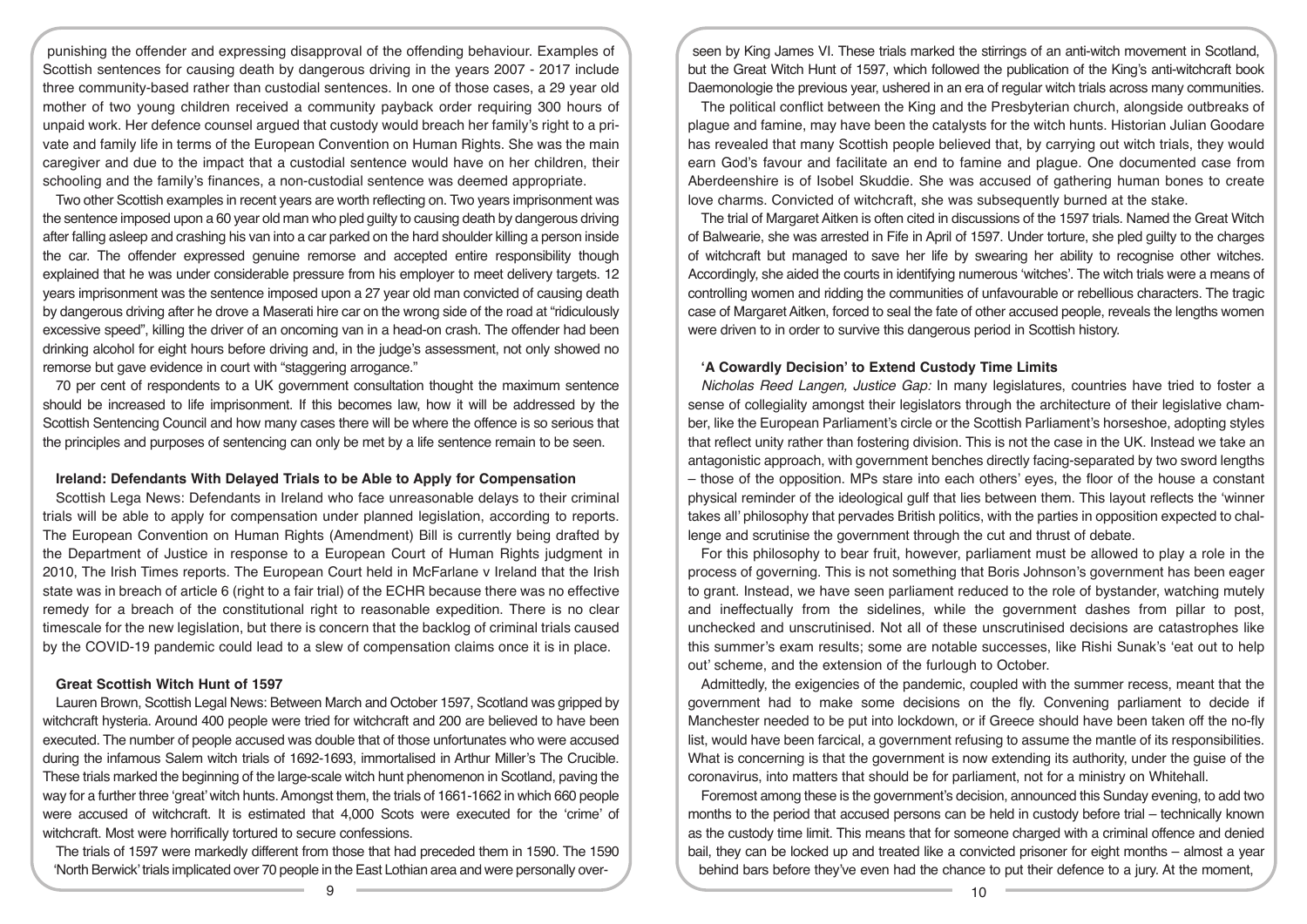punishing the offender and expressing disapproval of the offending behaviour. Examples of Scottish sentences for causing death by dangerous driving in the years 2007 - 2017 include three community-based rather than custodial sentences. In one of those cases, a 29 year old mother of two young children received a community payback order requiring 300 hours of unpaid work. Her defence counsel argued that custody would breach her family's right to a private and family life in terms of the European Convention on Human Rights. She was the main caregiver and due to the impact that a custodial sentence would have on her children, their schooling and the family's finances, a non-custodial sentence was deemed appropriate.

Two other Scottish examples in recent years are worth reflecting on. Two years imprisonment was the sentence imposed upon a 60 year old man who pled guilty to causing death by dangerous driving after falling asleep and crashing his van into a car parked on the hard shoulder killing a person inside the car. The offender expressed genuine remorse and accepted entire responsibility though explained that he was under considerable pressure from his employer to meet delivery targets. 12 years imprisonment was the sentence imposed upon a 27 year old man convicted of causing death by dangerous driving after he drove a Maserati hire car on the wrong side of the road at "ridiculously excessive speed", killing the driver of an oncoming van in a head-on crash. The offender had been drinking alcohol for eight hours before driving and, in the judge's assessment, not only showed no remorse but gave evidence in court with "staggering arrogance."

70 per cent of respondents to a UK government consultation thought the maximum sentence should be increased to life imprisonment. If this becomes law, how it will be addressed by the Scottish Sentencing Council and how many cases there will be where the offence is so serious that the principles and purposes of sentencing can only be met by a life sentence remain to be seen.

### Ireland: Defendants With Delayed Trials to be Able to Apply for Compensation

Scottish Lega News: Defendants in Ireland who face unreasonable delays to their criminal trials will be able to apply for compensation under planned legislation, according to reports. The European Convention on Human Rights (Amendment) Bill is currently being drafted by the Department of Justice in response to a European Court of Human Rights judgment in 2010, The Irish Times reports. The European Court held in McFarlane v Ireland that the Irish state was in breach of article 6 (right to a fair trial) of the ECHR because there was no effective remedy for a breach of the constitutional right to reasonable expedition. There is no clear timescale for the new legislation, but there is concern that the backlog of criminal trials caused by the COVID-19 pandemic could lead to a slew of compensation claims once it is in place.

### Great Scottish Witch Hunt of 1597

Lauren Brown, Scottish Legal News: Between March and October 1597, Scotland was gripped by witchcraft hysteria. Around 400 people were tried for witchcraft and 200 are believed to have been executed. The number of people accused was double that of those unfortunates who were accused during the infamous Salem witch trials of 1692-1693, immortalised in Arthur Miller's The Crucible. These trials marked the beginning of the large-scale witch hunt phenomenon in Scotland, paving the way for a further three 'great' witch hunts. Amongst them, the trials of 1661-1662 in which 660 people were accused of witchcraft. It is estimated that 4,000 Scots were executed for the 'crime' of witchcraft. Most were horrifically tortured to secure confessions.

The trials of 1597 were markedly different from those that had preceded them in 1590. The 1590 'North Berwick' trials implicated over 70 people in the East Lothian area and were personally overseen by King James VI. These trials marked the stirrings of an anti-witch movement in Scotland, but the Great Witch Hunt of 1597, which followed the publication of the King's anti-witchcraft book Daemonologie the previous year, ushered in an era of regular witch trials across many communities.

The political conflict between the King and the Presbyterian church, alongside outbreaks of plague and famine, may have been the catalysts for the witch hunts. Historian Julian Goodare has revealed that many Scottish people believed that, by carrying out witch trials, they would earn God's favour and facilitate an end to famine and plague. One documented case from Aberdeenshire is of Isobel Skuddie. She was accused of gathering human bones to create love charms. Convicted of witchcraft, she was subsequently burned at the stake.

The trial of Margaret Aitken is often cited in discussions of the 1597 trials. Named the Great Witch of Balwearie, she was arrested in Fife in April of 1597. Under torture, she pled guilty to the charges of witchcraft but managed to save her life by swearing her ability to recognise other witches. Accordingly, she aided the courts in identifying numerous 'witches'. The witch trials were a means of controlling women and ridding the communities of unfavourable or rebellious characters. The tragic case of Margaret Aitken, forced to seal the fate of other accused people, reveals the lengths women were driven to in order to survive this dangerous period in Scottish history.

### 'A Cowardly Decision' to Extend Custody Time Limits

*Nicholas Reed Langen, Justice Gap:* In many legislatures, countries have tried to foster a sense of collegiality amongst their legislators through the architecture of their legislative chamber, like the European Parliament's circle or the Scottish Parliament's horseshoe, adopting styles that reflect unity rather than fostering division. This is not the case in the UK. Instead we take an antagonistic approach, with government benches directly facing-separated by two sword lengths – those of the opposition. MPs stare into each others' eyes, the floor of the house a constant physical reminder of the ideological gulf that lies between them. This layout reflects the 'winner takes all' philosophy that pervades British politics, with the parties in opposition expected to challenge and scrutinise the government through the cut and thrust of debate.

For this philosophy to bear fruit, however, parliament must be allowed to play a role in the process of governing. This is not something that Boris Johnson's government has been eager to grant. Instead, we have seen parliament reduced to the role of bystander, watching mutely and ineffectually from the sidelines, while the government dashes from pillar to post, unchecked and unscrutinised. Not all of these unscrutinised decisions are catastrophes like this summer's exam results; some are notable successes, like Rishi Sunak's 'eat out to help out' scheme, and the extension of the furlough to October.

Admittedly, the exigencies of the pandemic, coupled with the summer recess, meant that the government had to make some decisions on the fly. Convening parliament to decide if Manchester needed to be put into lockdown, or if Greece should have been taken off the no-fly list, would have been farcical, a government refusing to assume the mantle of its responsibilities. What is concerning is that the government is now extending its authority, under the guise of the coronavirus, into matters that should be for parliament, not for a ministry on Whitehall.

Foremost among these is the government's decision, announced this Sunday evening, to add two months to the period that accused persons can be held in custody before trial – technically known as the custody time limit. This means that for someone charged with a criminal offence and denied bail, they can be locked up and treated like a convicted prisoner for eight months – almost a year behind bars before they've even had the chance to put their defence to a jury. At the moment,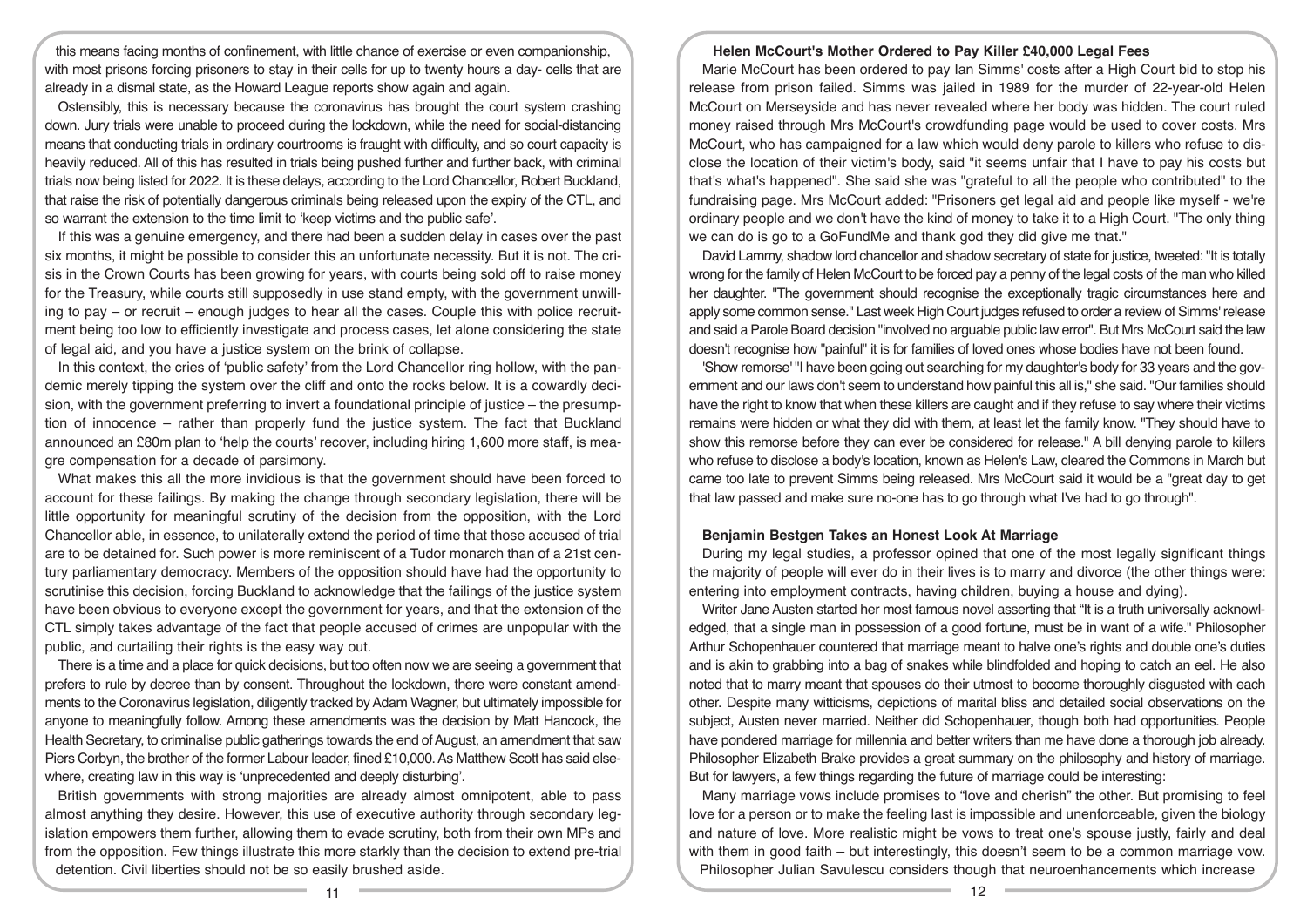this means facing months of confinement, with little chance of exercise or even companionship, with most prisons forcing prisoners to stay in their cells for up to twenty hours a day- cells that are already in a dismal state, as the Howard League reports show again and again.

Ostensibly, this is necessary because the coronavirus has brought the court system crashing down. Jury trials were unable to proceed during the lockdown, while the need for social-distancing means that conducting trials in ordinary courtrooms is fraught with difficulty, and so court capacity is heavily reduced. All of this has resulted in trials being pushed further and further back, with criminal trials now being listed for 2022. It is these delays, according to the Lord Chancellor, Robert Buckland, that raise the risk of potentially dangerous criminals being released upon the expiry of the CTL, and so warrant the extension to the time limit to 'keep victims and the public safe'.

If this was a genuine emergency, and there had been a sudden delay in cases over the past six months, it might be possible to consider this an unfortunate necessity. But it is not. The crisis in the Crown Courts has been growing for years, with courts being sold off to raise money for the Treasury, while courts still supposedly in use stand empty, with the government unwilling to pay – or recruit – enough judges to hear all the cases. Couple this with police recruitment being too low to efficiently investigate and process cases, let alone considering the state of legal aid, and you have a justice system on the brink of collapse.

In this context, the cries of 'public safety' from the Lord Chancellor ring hollow, with the pandemic merely tipping the system over the cliff and onto the rocks below. It is a cowardly decision, with the government preferring to invert a foundational principle of justice – the presumption of innocence – rather than properly fund the justice system. The fact that Buckland announced an £80m plan to 'help the courts' recover, including hiring 1,600 more staff, is meagre compensation for a decade of parsimony.

What makes this all the more invidious is that the government should have been forced to account for these failings. By making the change through secondary legislation, there will be little opportunity for meaningful scrutiny of the decision from the opposition, with the Lord Chancellor able, in essence, to unilaterally extend the period of time that those accused of trial are to be detained for. Such power is more reminiscent of a Tudor monarch than of a 21st century parliamentary democracy. Members of the opposition should have had the opportunity to scrutinise this decision, forcing Buckland to acknowledge that the failings of the justice system have been obvious to everyone except the government for years, and that the extension of the CTL simply takes advantage of the fact that people accused of crimes are unpopular with the public, and curtailing their rights is the easy way out.

There is a time and a place for quick decisions, but too often now we are seeing a government that prefers to rule by decree than by consent. Throughout the lockdown, there were constant amendments to the Coronavirus legislation, diligently tracked by Adam Wagner, but ultimately impossible for anyone to meaningfully follow. Among these amendments was the decision by Matt Hancock, the Health Secretary, to criminalise public gatherings towards the end of August, an amendment that saw Piers Corbyn, the brother of the former Labour leader, fined £10,000. As Matthew Scott has said elsewhere, creating law in this way is 'unprecedented and deeply disturbing'.

British governments with strong majorities are already almost omnipotent, able to pass almost anything they desire. However, this use of executive authority through secondary legislation empowers them further, allowing them to evade scrutiny, both from their own MPs and from the opposition. Few things illustrate this more starkly than the decision to extend pre-trial detention. Civil liberties should not be so easily brushed aside.

### Helen McCourt's Mother Ordered to Pay Killer £40,000 Legal Fees

Marie McCourt has been ordered to pay Ian Simms' costs after a High Court bid to stop his release from prison failed. Simms was jailed in 1989 for the murder of 22-year-old Helen McCourt on Merseyside and has never revealed where her body was hidden. The court ruled money raised through Mrs McCourt's crowdfunding page would be used to cover costs. Mrs McCourt, who has campaigned for a law which would deny parole to killers who refuse to disclose the location of their victim's body, said "it seems unfair that I have to pay his costs but that's what's happened". She said she was "grateful to all the people who contributed" to the fundraising page. Mrs McCourt added: "Prisoners get legal aid and people like myself - we're ordinary people and we don't have the kind of money to take it to a High Court. "The only thing we can do is go to a GoFundMe and thank god they did give me that."

David Lammy, shadow lord chancellor and shadow secretary of state for justice, tweeted: "It is totally wrong for the family of Helen McCourt to be forced pay a penny of the legal costs of the man who killed her daughter. "The government should recognise the exceptionally tragic circumstances here and apply some common sense." Last week High Court judges refused to order a review of Simms' release and said a Parole Board decision "involved no arguable public law error". But Mrs McCourt said the law doesn't recognise how "painful" it is for families of loved ones whose bodies have not been found.

'Show remorse' "I have been going out searching for my daughter's body for 33 years and the government and our laws don't seem to understand how painful this all is," she said. "Our families should have the right to know that when these killers are caught and if they refuse to say where their victims remains were hidden or what they did with them, at least let the family know. "They should have to show this remorse before they can ever be considered for release." A bill denying parole to killers who refuse to disclose a body's location, known as Helen's Law, cleared the Commons in March but came too late to prevent Simms being released. Mrs McCourt said it would be a "great day to get that law passed and make sure no-one has to go through what I've had to go through".

### Benjamin Bestgen Takes an Honest Look At Marriage

During my legal studies, a professor opined that one of the most legally significant things the majority of people will ever do in their lives is to marry and divorce (the other things were: entering into employment contracts, having children, buying a house and dying).

Writer Jane Austen started her most famous novel asserting that "It is a truth universally acknowledged, that a single man in possession of a good fortune, must be in want of a wife." Philosopher Arthur Schopenhauer countered that marriage meant to halve one's rights and double one's duties and is akin to grabbing into a bag of snakes while blindfolded and hoping to catch an eel. He also noted that to marry meant that spouses do their utmost to become thoroughly disgusted with each other. Despite many witticisms, depictions of marital bliss and detailed social observations on the subject, Austen never married. Neither did Schopenhauer, though both had opportunities. People have pondered marriage for millennia and better writers than me have done a thorough job already. Philosopher Elizabeth Brake provides a great summary on the philosophy and history of marriage. But for lawyers, a few things regarding the future of marriage could be interesting:

Many marriage vows include promises to "love and cherish" the other. But promising to feel love for a person or to make the feeling last is impossible and unenforceable, given the biology and nature of love. More realistic might be vows to treat one's spouse justly, fairly and deal with them in good faith – but interestingly, this doesn't seem to be a common marriage vow.

Philosopher Julian Savulescu considers though that neuroenhancements which increase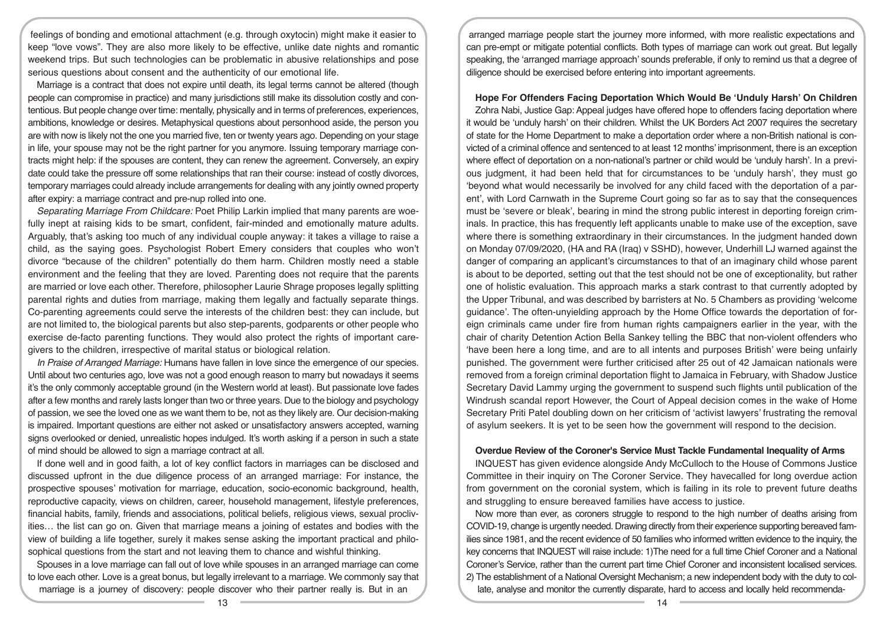feelings of bonding and emotional attachment (e.g. through oxytocin) might make it easier to keep "love vows". They are also more likely to be effective, unlike date nights and romantic weekend trips. But such technologies can be problematic in abusive relationships and pose serious questions about consent and the authenticity of our emotional life.

Marriage is a contract that does not expire until death, its legal terms cannot be altered (though people can compromise in practice) and many jurisdictions still make its dissolution costly and contentious. But people change over time: mentally, physically and in terms of preferences, experiences, ambitions, knowledge or desires. Metaphysical questions about personhood aside, the person you are with now is likely not the one you married five, ten or twenty years ago. Depending on your stage in life, your spouse may not be the right partner for you anymore. Issuing temporary marriage contracts might help: if the spouses are content, they can renew the agreement. Conversely, an expiry date could take the pressure off some relationships that ran their course: instead of costly divorces, temporary marriages could already include arrangements for dealing with any jointly owned property after expiry: a marriage contract and pre-nup rolled into one.

*Separating Marriage From Childcare:* Poet Philip Larkin implied that many parents are woefully inept at raising kids to be smart, confident, fair-minded and emotionally mature adults. Arguably, that's asking too much of any individual couple anyway: it takes a village to raise a child, as the saying goes. Psychologist Robert Emery considers that couples who won't divorce "because of the children" potentially do them harm. Children mostly need a stable environment and the feeling that they are loved. Parenting does not require that the parents are married or love each other. Therefore, philosopher Laurie Shrage proposes legally splitting parental rights and duties from marriage, making them legally and factually separate things. Co-parenting agreements could serve the interests of the children best: they can include, but are not limited to, the biological parents but also step-parents, godparents or other people who exercise de-facto parenting functions. They would also protect the rights of important caregivers to the children, irrespective of marital status or biological relation.

*In Praise of Arranged Marriage:* Humans have fallen in love since the emergence of our species. Until about two centuries ago, love was not a good enough reason to marry but nowadays it seems it's the only commonly acceptable ground (in the Western world at least). But passionate love fades after a few months and rarely lasts longer than two or three years. Due to the biology and psychology of passion, we see the loved one as we want them to be, not as they likely are. Our decision-making is impaired. Important questions are either not asked or unsatisfactory answers accepted, warning signs overlooked or denied, unrealistic hopes indulged. It's worth asking if a person in such a state of mind should be allowed to sign a marriage contract at all.

If done well and in good faith, a lot of key conflict factors in marriages can be disclosed and discussed upfront in the due diligence process of an arranged marriage: For instance, the prospective spouses' motivation for marriage, education, socio-economic background, health, reproductive capacity, views on children, career, household management, lifestyle preferences, financial habits, family, friends and associations, political beliefs, religious views, sexual proclivities… the list can go on. Given that marriage means a joining of estates and bodies with the view of building a life together, surely it makes sense asking the important practical and philosophical questions from the start and not leaving them to chance and wishful thinking.

Spouses in a love marriage can fall out of love while spouses in an arranged marriage can come to love each other. Love is a great bonus, but legally irrelevant to a marriage. We commonly say that marriage is a journey of discovery: people discover who their partner really is. But in an arranged marriage people start the journey more informed, with more realistic expectations and can pre-empt or mitigate potential conflicts. Both types of marriage can work out great. But legally speaking, the 'arranged marriage approach' sounds preferable, if only to remind us that a degree of diligence should be exercised before entering into important agreements.

**Hope For Offenders Facing Deportation Which Would Be 'Unduly Harsh' On Children**

Zohra Nabi, Justice Gap: Appeal judges have offered hope to offenders facing deportation where it would be 'unduly harsh' on their children. Whilst the UK Borders Act 2007 requires the secretary of state for the Home Department to make a deportation order where a non-British national is convicted of a criminal offence and sentenced to at least 12 months' imprisonment, there is an exception where effect of deportation on a non-national's partner or child would be 'unduly harsh'. In a previous judgment, it had been held that for circumstances to be 'unduly harsh', they must go 'beyond what would necessarily be involved for any child faced with the deportation of a parent', with Lord Carnwath in the Supreme Court going so far as to say that the consequences must be 'severe or bleak', bearing in mind the strong public interest in deporting foreign criminals. In practice, this has frequently left applicants unable to make use of the exception, save where there is something extraordinary in their circumstances. In the judgment handed down on Monday 07/09/2020, (HA and RA (Iraq) v SSHD), however, Underhill LJ warned against the danger of comparing an applicant's circumstances to that of an imaginary child whose parent is about to be deported, setting out that the test should not be one of exceptionality, but rather one of holistic evaluation. This approach marks a stark contrast to that currently adopted by the Upper Tribunal, and was described by barristers at No. 5 Chambers as providing 'welcome guidance'. The often-unyielding approach by the Home Office towards the deportation of foreign criminals came under fire from human rights campaigners earlier in the year, with the chair of charity Detention Action Bella Sankey telling the BBC that non-violent offenders who 'have been here a long time, and are to all intents and purposes British' were being unfairly punished. The government were further criticised after 25 out of 42 Jamaican nationals were removed from a foreign criminal deportation flight to Jamaica in February, with Shadow Justice Secretary David Lammy urging the government to suspend such flights until publication of the Windrush scandal report However, the Court of Appeal decision comes in the wake of Home Secretary Priti Patel doubling down on her criticism of 'activist lawyers' frustrating the removal of asylum seekers. It is yet to be seen how the government will respond to the decision.

**Overdue Review of the Coroner's Service Must Tackle Fundamental Inequality of Arms**

INQUEST has given evidence alongside Andy McCulloch to the House of Commons Justice Committee in their inquiry on The Coroner Service. They havecalled for long overdue action from government on the coronial system, which is failing in its role to prevent future deaths and struggling to ensure bereaved families have access to justice.

Now more than ever, as coroners struggle to respond to the high number of deaths arising from COVID-19, change is urgently needed. Drawing directly from their experience supporting bereaved families since 1981, and the recent evidence of 50 families who informed written evidence to the inquiry, the key concerns that INQUEST will raise include: 1)The need for a full time Chief Coroner and a National Coroner's Service, rather than the current part time Chief Coroner and inconsistent localised services. 2) The establishment of a National Oversight Mechanism; a new independent body with the duty to collate, analyse and monitor the currently disparate, hard to access and locally held recommenda-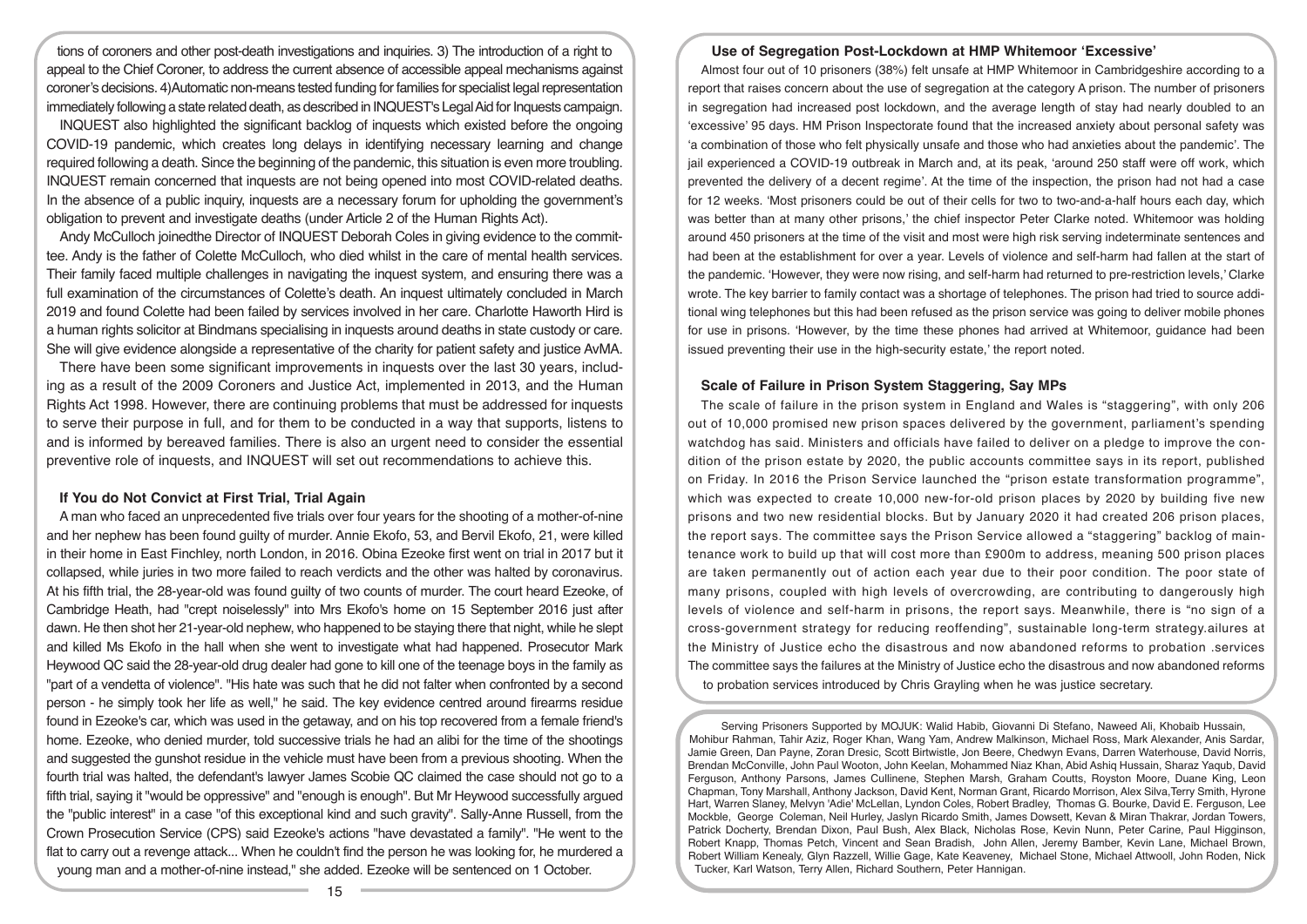tions of coroners and other post-death investigations and inquiries. 3) The introduction of a right to appeal to the Chief Coroner, to address the current absence of accessible appeal mechanisms against coroner's decisions. 4)Automatic non-means tested funding for families for specialist legal representation immediately following a state related death, as described in INQUEST's Legal Aid for Inquests campaign.

INQUEST also highlighted the significant backlog of inquests which existed before the ongoing COVID-19 pandemic, which creates long delays in identifying necessary learning and change required following a death. Since the beginning of the pandemic, this situation is even more troubling. INQUEST remain concerned that inquests are not being opened into most COVID-related deaths. In the absence of a public inquiry, inquests are a necessary forum for upholding the government's obligation to prevent and investigate deaths (under Article 2 of the Human Rights Act).

Andy McCulloch joinedthe Director of INQUEST Deborah Coles in giving evidence to the committee. Andy is the father of Colette McCulloch, who died whilst in the care of mental health services. Their family faced multiple challenges in navigating the inquest system, and ensuring there was a full examination of the circumstances of Colette's death. An inquest ultimately concluded in March 2019 and found Colette had been failed by services involved in her care. Charlotte Haworth Hird is a human rights solicitor at Bindmans specialising in inquests around deaths in state custody or care. She will give evidence alongside a representative of the charity for patient safety and justice AvMA.

There have been some significant improvements in inquests over the last 30 years, including as a result of the 2009 Coroners and Justice Act, implemented in 2013, and the Human Rights Act 1998. However, there are continuing problems that must be addressed for inquests to serve their purpose in full, and for them to be conducted in a way that supports, listens to and is informed by bereaved families. There is also an urgent need to consider the essential preventive role of inquests, and INQUEST will set out recommendations to achieve this.

### If You do Not Convict at First Trial, Trial Again

A man who faced an unprecedented five trials over four years for the shooting of a mother-of-nine and her nephew has been found guilty of murder. Annie Ekofo, 53, and Bervil Ekofo, 21, were killed in their home in East Finchley, north London, in 2016. Obina Ezeoke first went on trial in 2017 but it collapsed, while juries in two more failed to reach verdicts and the other was halted by coronavirus. At his fifth trial, the 28-year-old was found guilty of two counts of murder. The court heard Ezeoke, of Cambridge Heath, had "crept noiselessly" into Mrs Ekofo's home on 15 September 2016 just after dawn. He then shot her 21-year-old nephew, who happened to be staying there that night, while he slept and killed Ms Ekofo in the hall when she went to investigate what had happened. Prosecutor Mark Heywood QC said the 28-year-old drug dealer had gone to kill one of the teenage boys in the family as "part of a vendetta of violence". "His hate was such that he did not falter when confronted by a second person - he simply took her life as well," he said. The key evidence centred around firearms residue found in Ezeoke's car, which was used in the getaway, and on his top recovered from a female friend's home. Ezeoke, who denied murder, told successive trials he had an alibi for the time of the shootings and suggested the gunshot residue in the vehicle must have been from a previous shooting. When the fourth trial was halted, the defendant's lawyer James Scobie QC claimed the case should not go to a fifth trial, saying it "would be oppressive" and "enough is enough". But Mr Heywood successfully argued the "public interest" in a case "of this exceptional kind and such gravity". Sally-Anne Russell, from the Crown Prosecution Service (CPS) said Ezeoke's actions "have devastated a family". "He went to the flat to carry out a revenge attack... When he couldn't find the person he was looking for, he murdered a young man and a mother-of-nine instead," she added. Ezeoke will be sentenced on 1 October.

### Use of Segregation Post-Lockdown at HMP Whitemoor 'Excessive'

Almost four out of 10 prisoners (38%) felt unsafe at HMP Whitemoor in Cambridgeshire according to a report that raises concern about the use of segregation at the category A prison. The number of prisoners in segregation had increased post lockdown, and the average length of stay had nearly doubled to an 'excessive' 95 days. HM Prison Inspectorate found that the increased anxiety about personal safety was 'a combination of those who felt physically unsafe and those who had anxieties about the pandemic'. The jail experienced a COVID-19 outbreak in March and, at its peak, 'around 250 staff were off work, which prevented the delivery of a decent regime'. At the time of the inspection, the prison had not had a case for 12 weeks. 'Most prisoners could be out of their cells for two to two-and-a-half hours each day, which was better than at many other prisons,' the chief inspector Peter Clarke noted. Whitemoor was holding around 450 prisoners at the time of the visit and most were high risk serving indeterminate sentences and had been at the establishment for over a year. Levels of violence and self-harm had fallen at the start of the pandemic. 'However, they were now rising, and self-harm had returned to pre-restriction levels,' Clarke wrote. The key barrier to family contact was a shortage of telephones. The prison had tried to source additional wing telephones but this had been refused as the prison service was going to deliver mobile phones for use in prisons. 'However, by the time these phones had arrived at Whitemoor, guidance had been issued preventing their use in the high-security estate,' the report noted.

### Scale of Failure in Prison System Staggering, Say MPs

The scale of failure in the prison system in England and Wales is "staggering", with only 206 out of 10,000 promised new prison spaces delivered by the government, parliament's spending watchdog has said. Ministers and officials have failed to deliver on a pledge to improve the condition of the prison estate by 2020, the public accounts committee says in its report, published on Friday. In 2016 the Prison Service launched the "prison estate transformation programme", which was expected to create 10,000 new-for-old prison places by 2020 by building five new prisons and two new residential blocks. But by January 2020 it had created 206 prison places, the report says. The committee says the Prison Service allowed a "staggering" backlog of maintenance work to build up that will cost more than £900m to address, meaning 500 prison places are taken permanently out of action each year due to their poor condition. The poor state of many prisons, coupled with high levels of overcrowding, are contributing to dangerously high levels of violence and self-harm in prisons, the report says. Meanwhile, there is "no sign of a cross-government strategy for reducing reoffending", sustainable long-term strategy.ailures at the Ministry of Justice echo the disastrous and now abandoned reforms to probation .services The committee says the failures at the Ministry of Justice echo the disastrous and now abandoned reforms to probation services introduced by Chris Grayling when he was justice secretary.

Serving Prisoners Supported by MOJUK: Walid Habib, Giovanni Di Stefano, Naweed Ali, Khobaib Hussain, Mohibur Rahman, Tahir Aziz, Roger Khan, Wang Yam, Andrew Malkinson, Michael Ross, Mark Alexander, Anis Sardar, Jamie Green, Dan Payne, Zoran Dresic, Scott Birtwistle, Jon Beere, Chedwyn Evans, Darren Waterhouse, David Norris, Brendan McConville, John Paul Wooton, John Keelan, Mohammed Niaz Khan, Abid Ashiq Hussain, Sharaz Yaqub, David Ferguson, Anthony Parsons, James Cullinene, Stephen Marsh, Graham Coutts, Royston Moore, Duane King, Leon Chapman, Tony Marshall, Anthony Jackson, David Kent, Norman Grant, Ricardo Morrison, Alex Silva,Terry Smith, Hyrone Hart, Warren Slaney, Melvyn 'Adie' McLellan, Lyndon Coles, Robert Bradley, Thomas G. Bourke, David E. Ferguson, Lee Mockble, George Coleman, Neil Hurley, Jaslyn Ricardo Smith, James Dowsett, Kevan & Miran Thakrar, Jordan Towers, Patrick Docherty, Brendan Dixon, Paul Bush, Alex Black, Nicholas Rose, Kevin Nunn, Peter Carine, Paul Higginson, Robert Knapp, Thomas Petch, Vincent and Sean Bradish, John Allen, Jeremy Bamber, Kevin Lane, Michael Brown, Robert William Kenealy, Glyn Razzell, Willie Gage, Kate Keaveney, Michael Stone, Michael Attwooll, John Roden, Nick Tucker, Karl Watson, Terry Allen, Richard Southern, Peter Hannigan.